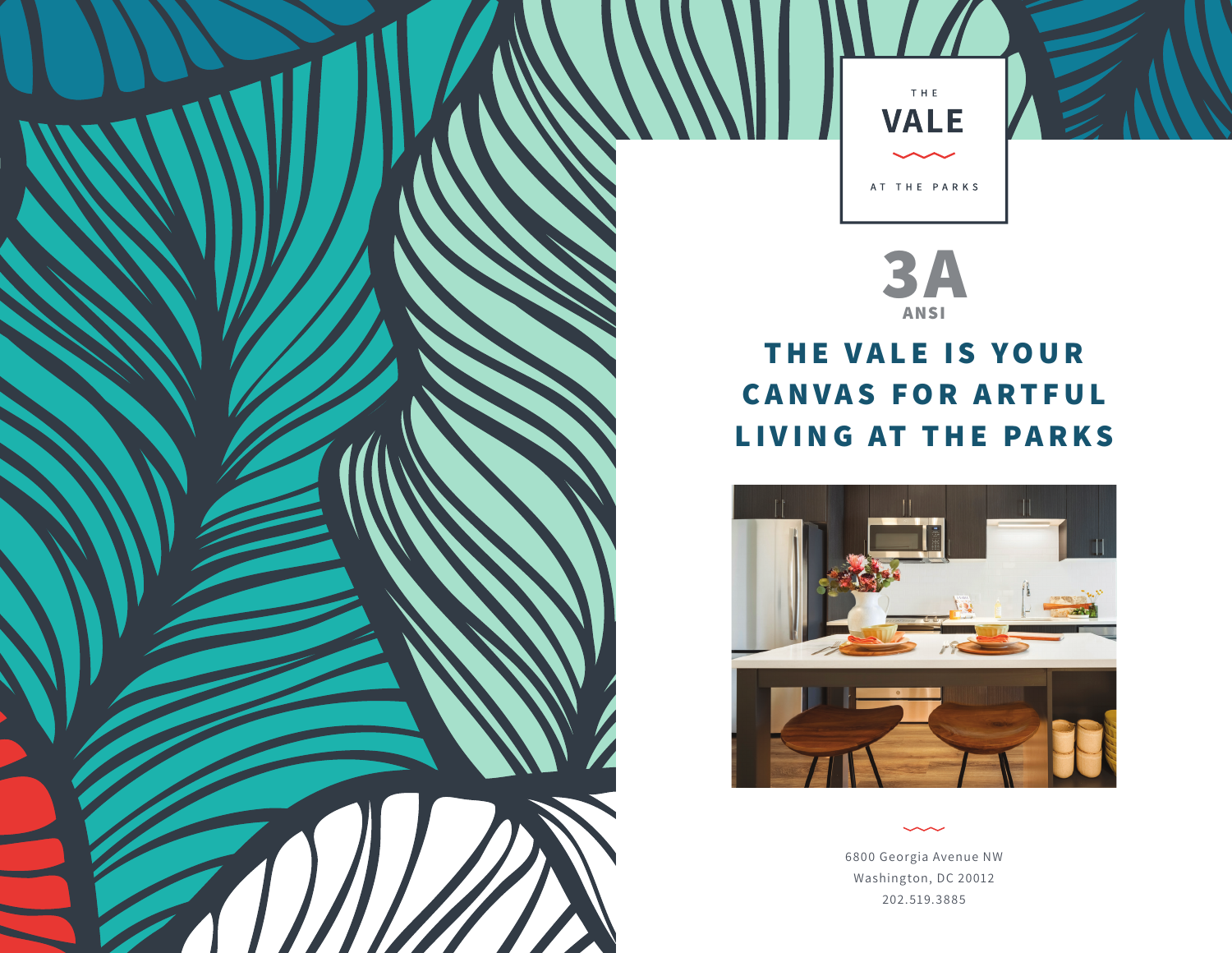THE

# VALE

AT THE PARKS

# 3A

ANSI

## THE VALE IS YOUR CANVAS FOR ARTFUL LIVING AT THE PARKS

6800 Georgia Avenue NW
Washington, DC 20012
202.519.3885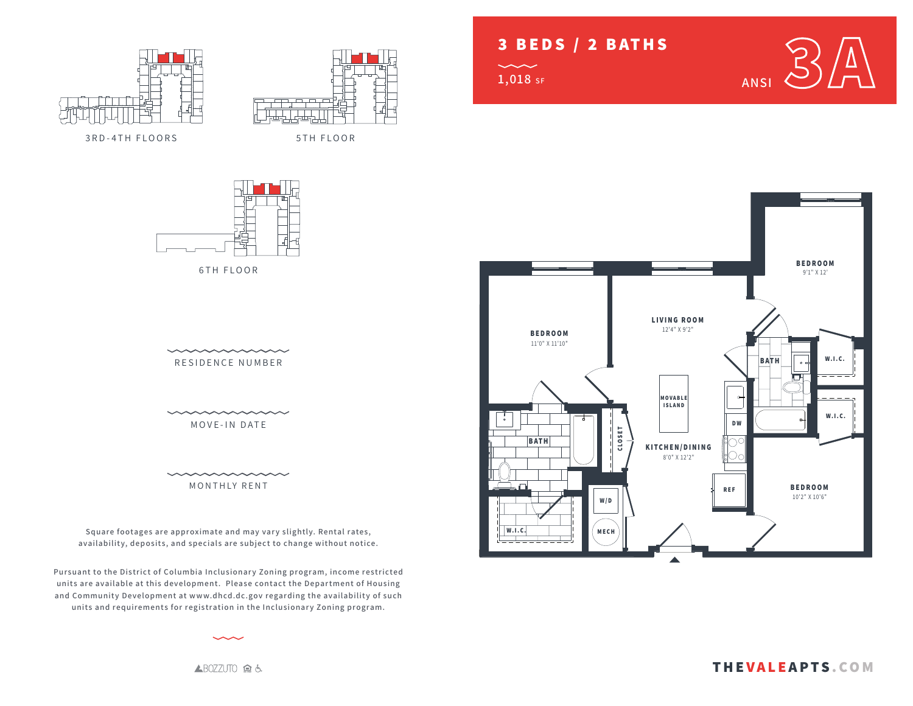# 3 BEDS / 2 BATHS

1,018 SF

ANSI 3A

3RD-4TH FLOORS

5TH FLOOR

6TH FLOOR

RESIDENCE NUMBER

MOVE-IN DATE

MONTHLY RENT

BEDROOM
9'1" X 12'

LIVING ROOM
12'4" X 9'2"

BEDROOM
11'0" X 11'10"

BATH

W.I.C.

MOVABLE ISLAND

W.I.C.

DW

CLOSET

KITCHEN/DINING
8'0" X 12'2"

BATH

REF

BEDROOM
10'2" X 10'6"

W/D

W.I.C.

MECH

Square footages are approximate and may vary slightly. Rental rates, availability, deposits, and specials are subject to change without notice.

Pursuant to the District of Columbia Inclusionary Zoning program, income restricted units are available at this development. Please contact the Department of Housing and Community Development at www.dhcd.dc.gov regarding the availability of such units and requirements for registration in the Inclusionary Zoning program.

BOZZUTO

THEVALEAPTS.COM